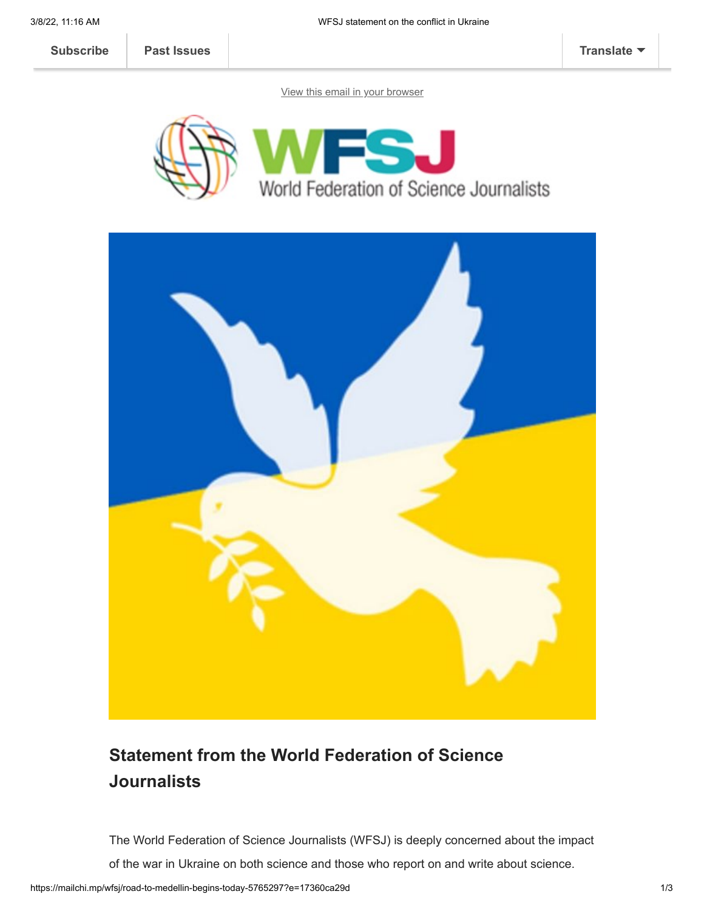Subscribe | Past Issues | Translate

View this email in your browser

WFSJ
World Federation of Science Journalists

## Statement from the World Federation of Science Journalists

The World Federation of Science Journalists (WFSJ) is deeply concerned about the impact of the war in Ukraine on both science and those who report on and write about science.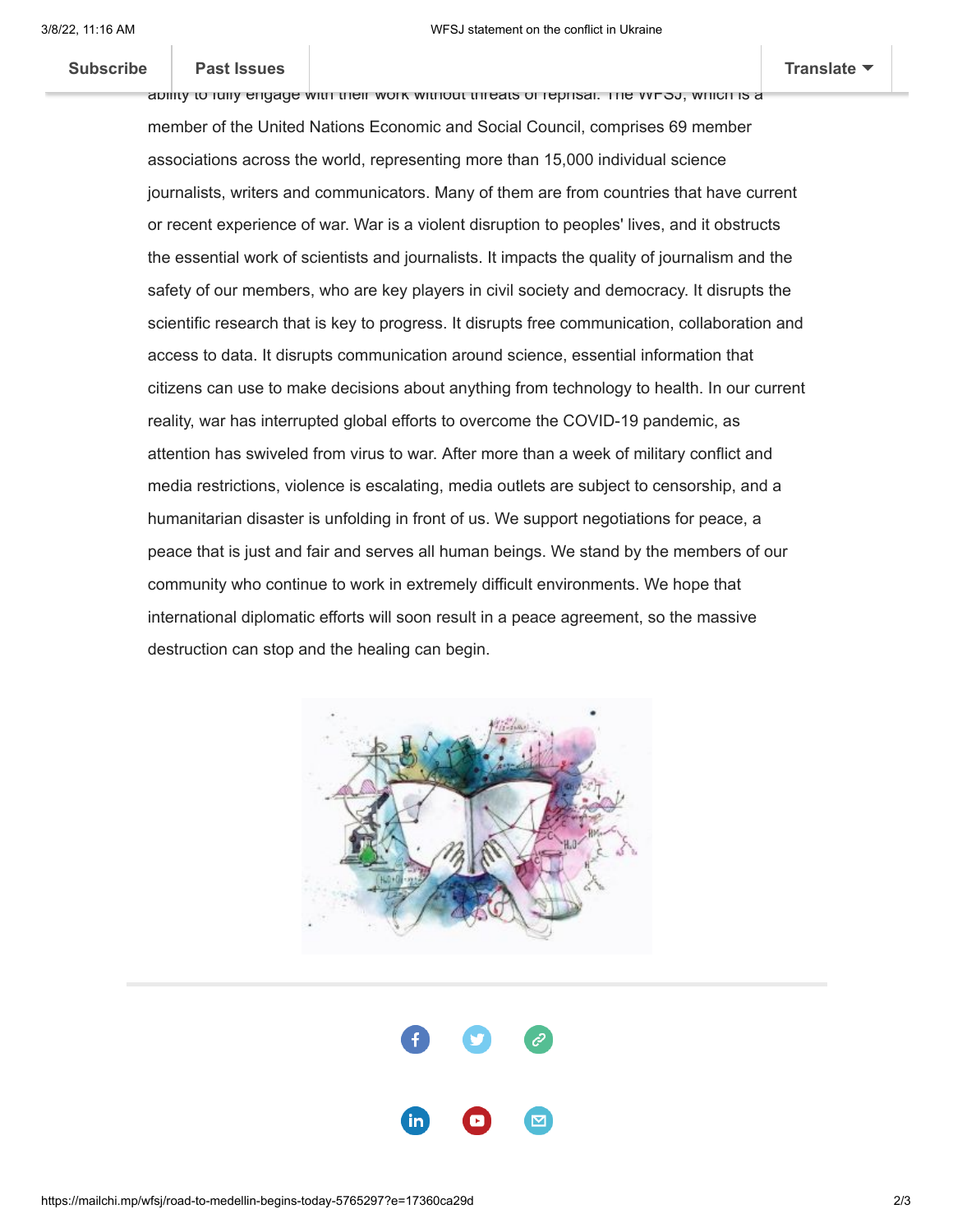ability to fully engage with their work without threats of reprisal. The WFSJ, which is a member of the United Nations Economic and Social Council, comprises 69 member associations across the world, representing more than 15,000 individual science journalists, writers and communicators. Many of them are from countries that have current or recent experience of war. War is a violent disruption to peoples' lives, and it obstructs the essential work of scientists and journalists. It impacts the quality of journalism and the safety of our members, who are key players in civil society and democracy. It disrupts the scientific research that is key to progress. It disrupts free communication, collaboration and access to data. It disrupts communication around science, essential information that citizens can use to make decisions about anything from technology to health. In our current reality, war has interrupted global efforts to overcome the COVID-19 pandemic, as attention has swiveled from virus to war. After more than a week of military conflict and media restrictions, violence is escalating, media outlets are subject to censorship, and a humanitarian disaster is unfolding in front of us. We support negotiations for peace, a peace that is just and fair and serves all human beings. We stand by the members of our community who continue to work in extremely difficult environments. We hope that international diplomatic efforts will soon result in a peace agreement, so the massive destruction can stop and the healing can begin.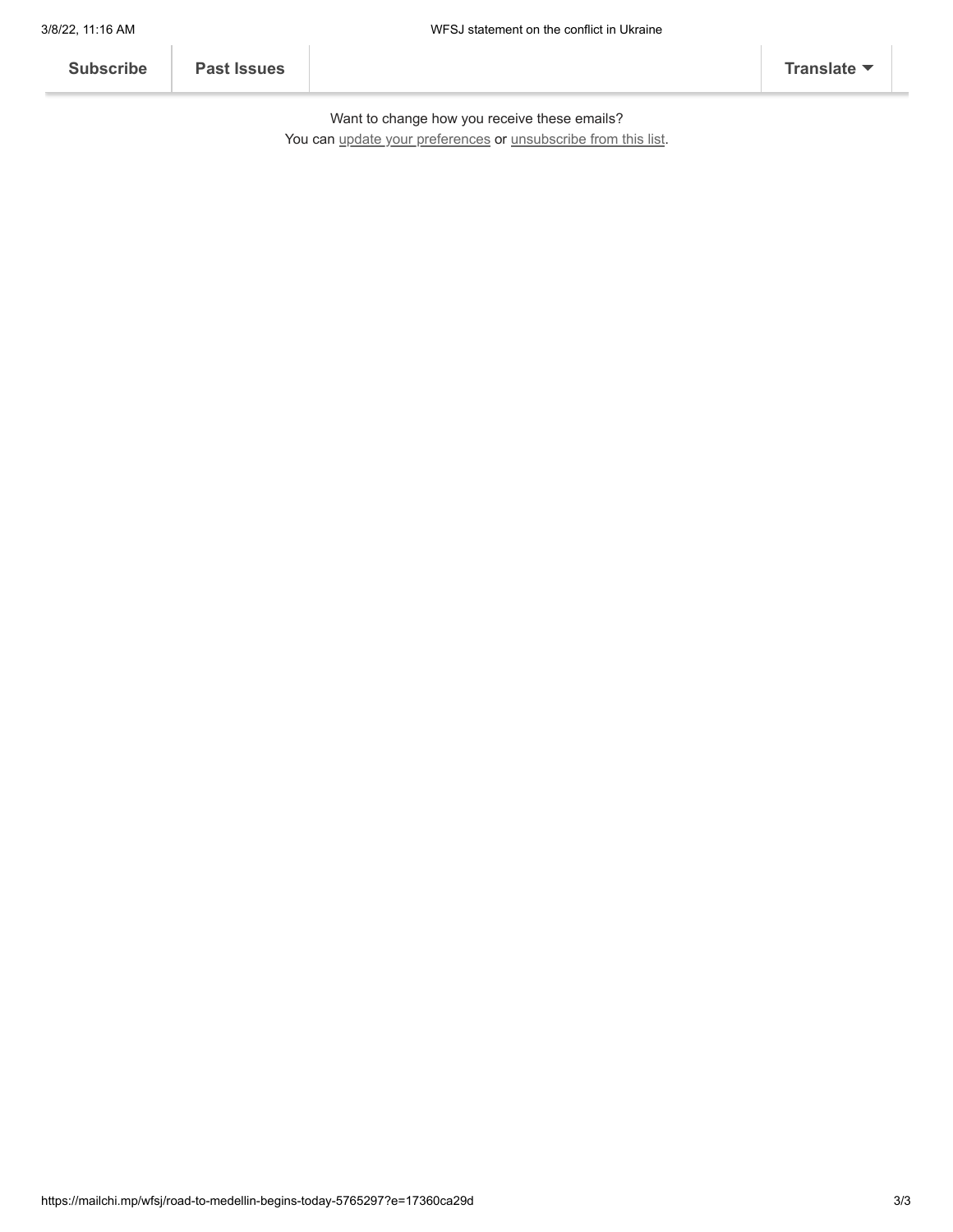Subscribe | Past Issues | Translate ▼

Want to change how you receive these emails?
You can update your preferences or unsubscribe from this list.